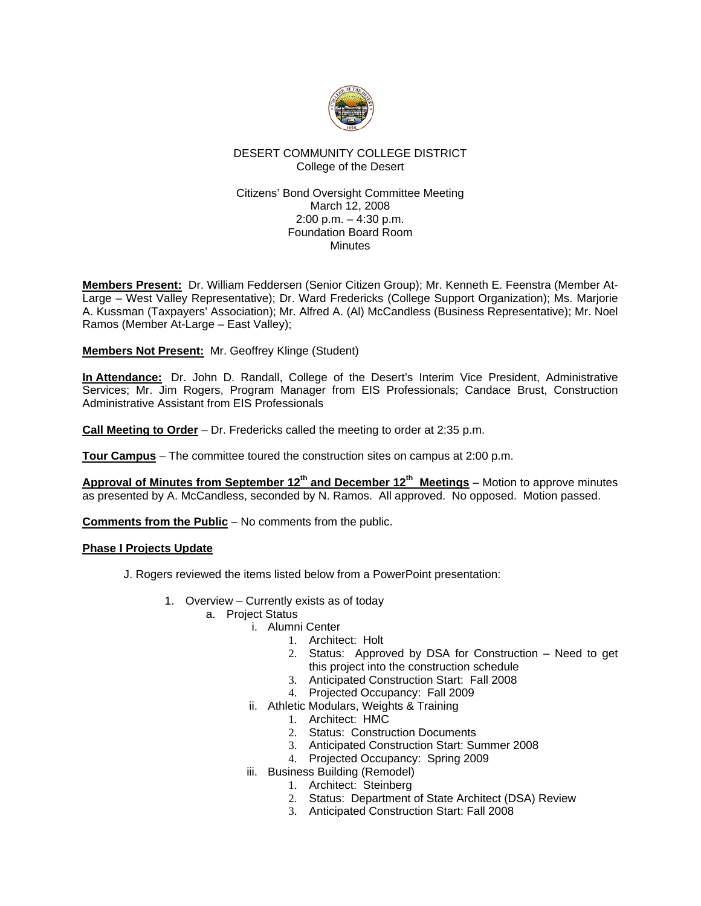DESERT COMMUNITY COLLEGE DISTRICT
College of the Desert

Citizens' Bond Oversight Committee Meeting
March 12, 2008
2:00 p.m. – 4:30 p.m.
Foundation Board Room
Minutes

**Members Present:** Dr. William Feddersen (Senior Citizen Group); Mr. Kenneth E. Feenstra (Member At-Large – West Valley Representative); Dr. Ward Fredericks (College Support Organization); Ms. Marjorie A. Kussman (Taxpayers' Association); Mr. Alfred A. (Al) McCandless (Business Representative); Mr. Noel Ramos (Member At-Large – East Valley);

**Members Not Present:** Mr. Geoffrey Klinge (Student)

**In Attendance:** Dr. John D. Randall, College of the Desert's Interim Vice President, Administrative Services; Mr. Jim Rogers, Program Manager from EIS Professionals; Candace Brust, Construction Administrative Assistant from EIS Professionals

**Call Meeting to Order** – Dr. Fredericks called the meeting to order at 2:35 p.m.

**Tour Campus** – The committee toured the construction sites on campus at 2:00 p.m.

**Approval of Minutes from September 12th and December 12th Meetings** – Motion to approve minutes as presented by A. McCandless, seconded by N. Ramos. All approved. No opposed. Motion passed.

**Comments from the Public** – No comments from the public.

**Phase I Projects Update**

J. Rogers reviewed the items listed below from a PowerPoint presentation:

1. Overview – Currently exists as of today
   a. Project Status
      i. Alumni Center
         1. Architect: Holt
         2. Status: Approved by DSA for Construction – Need to get this project into the construction schedule
         3. Anticipated Construction Start: Fall 2008
         4. Projected Occupancy: Fall 2009
      ii. Athletic Modulars, Weights & Training
         1. Architect: HMC
         2. Status: Construction Documents
         3. Anticipated Construction Start: Summer 2008
         4. Projected Occupancy: Spring 2009
      iii. Business Building (Remodel)
         1. Architect: Steinberg
         2. Status: Department of State Architect (DSA) Review
         3. Anticipated Construction Start: Fall 2008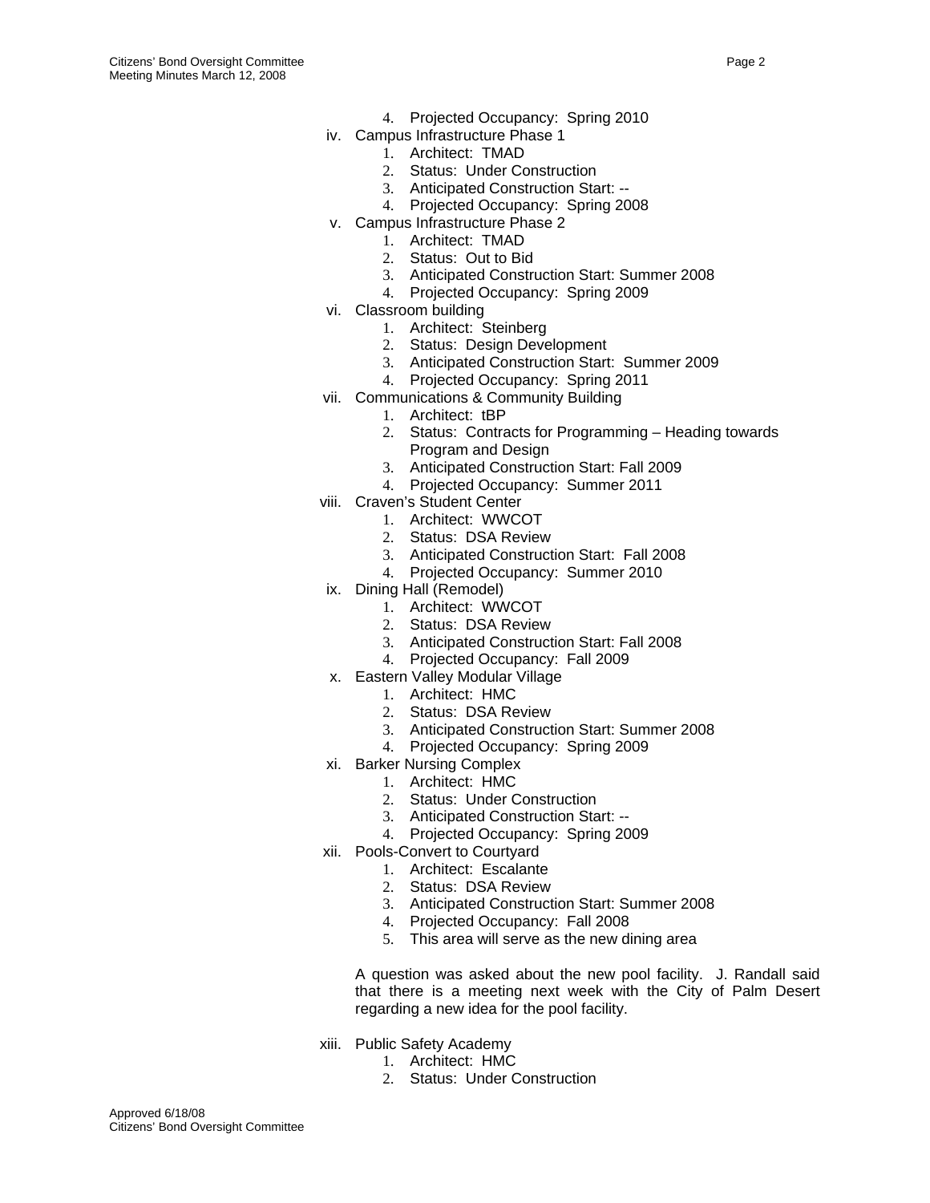4. Projected Occupancy: Spring 2010

iv. Campus Infrastructure Phase 1
   1. Architect: TMAD
   2. Status: Under Construction
   3. Anticipated Construction Start: --
   4. Projected Occupancy: Spring 2008

v. Campus Infrastructure Phase 2
   1. Architect: TMAD
   2. Status: Out to Bid
   3. Anticipated Construction Start: Summer 2008
   4. Projected Occupancy: Spring 2009

vi. Classroom building
   1. Architect: Steinberg
   2. Status: Design Development
   3. Anticipated Construction Start: Summer 2009
   4. Projected Occupancy: Spring 2011

vii. Communications & Community Building
   1. Architect: tBP
   2. Status: Contracts for Programming – Heading towards Program and Design
   3. Anticipated Construction Start: Fall 2009
   4. Projected Occupancy: Summer 2011

viii. Craven's Student Center
   1. Architect: WWCOT
   2. Status: DSA Review
   3. Anticipated Construction Start: Fall 2008
   4. Projected Occupancy: Summer 2010

ix. Dining Hall (Remodel)
   1. Architect: WWCOT
   2. Status: DSA Review
   3. Anticipated Construction Start: Fall 2008
   4. Projected Occupancy: Fall 2009

x. Eastern Valley Modular Village
   1. Architect: HMC
   2. Status: DSA Review
   3. Anticipated Construction Start: Summer 2008
   4. Projected Occupancy: Spring 2009

xi. Barker Nursing Complex
   1. Architect: HMC
   2. Status: Under Construction
   3. Anticipated Construction Start: --
   4. Projected Occupancy: Spring 2009

xii. Pools-Convert to Courtyard
   1. Architect: Escalante
   2. Status: DSA Review
   3. Anticipated Construction Start: Summer 2008
   4. Projected Occupancy: Fall 2008
   5. This area will serve as the new dining area

A question was asked about the new pool facility. J. Randall said that there is a meeting next week with the City of Palm Desert regarding a new idea for the pool facility.

xiii. Public Safety Academy
   1. Architect: HMC
   2. Status: Under Construction

Approved 6/18/08
Citizens' Bond Oversight Committee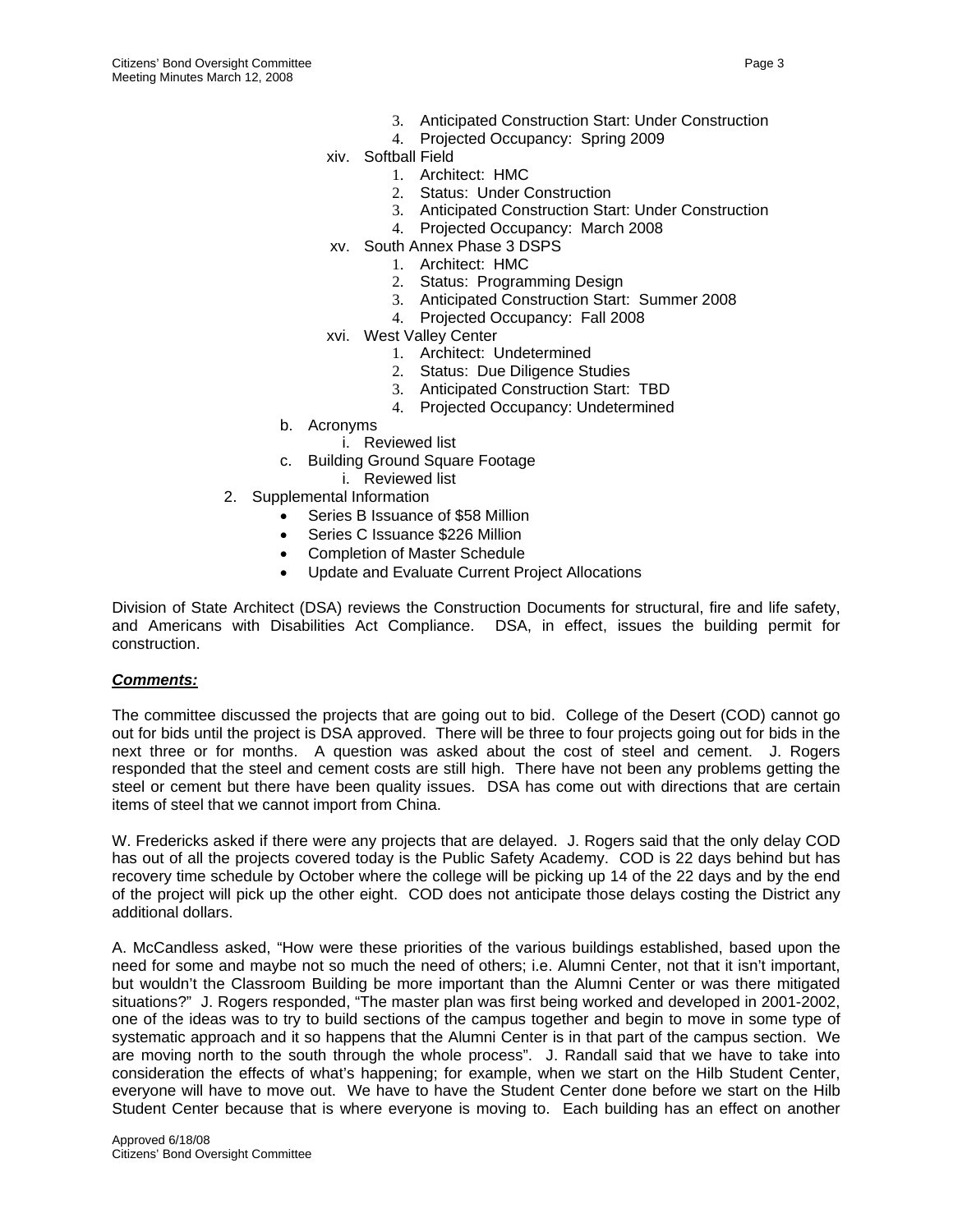3. Anticipated Construction Start: Under Construction
4. Projected Occupancy: Spring 2009

xiv. Softball Field
1. Architect: HMC
2. Status: Under Construction
3. Anticipated Construction Start: Under Construction
4. Projected Occupancy: March 2008

xv. South Annex Phase 3 DSPS
1. Architect: HMC
2. Status: Programming Design
3. Anticipated Construction Start: Summer 2008
4. Projected Occupancy: Fall 2008

xvi. West Valley Center
1. Architect: Undetermined
2. Status: Due Diligence Studies
3. Anticipated Construction Start: TBD
4. Projected Occupancy: Undetermined

b. Acronyms
   i. Reviewed list

c. Building Ground Square Footage
   i. Reviewed list

2. Supplemental Information
   - Series B Issuance of $58 Million
   - Series C Issuance $226 Million
   - Completion of Master Schedule
   - Update and Evaluate Current Project Allocations

Division of State Architect (DSA) reviews the Construction Documents for structural, fire and life safety, and Americans with Disabilities Act Compliance. DSA, in effect, issues the building permit for construction.

***Comments:***

The committee discussed the projects that are going out to bid. College of the Desert (COD) cannot go out for bids until the project is DSA approved. There will be three to four projects going out for bids in the next three or for months. A question was asked about the cost of steel and cement. J. Rogers responded that the steel and cement costs are still high. There have not been any problems getting the steel or cement but there have been quality issues. DSA has come out with directions that are certain items of steel that we cannot import from China.

W. Fredericks asked if there were any projects that are delayed. J. Rogers said that the only delay COD has out of all the projects covered today is the Public Safety Academy. COD is 22 days behind but has recovery time schedule by October where the college will be picking up 14 of the 22 days and by the end of the project will pick up the other eight. COD does not anticipate those delays costing the District any additional dollars.

A. McCandless asked, "How were these priorities of the various buildings established, based upon the need for some and maybe not so much the need of others; i.e. Alumni Center, not that it isn't important, but wouldn't the Classroom Building be more important than the Alumni Center or was there mitigated situations?" J. Rogers responded, "The master plan was first being worked and developed in 2001-2002, one of the ideas was to try to build sections of the campus together and begin to move in some type of systematic approach and it so happens that the Alumni Center is in that part of the campus section. We are moving north to the south through the whole process". J. Randall said that we have to take into consideration the effects of what's happening; for example, when we start on the Hilb Student Center, everyone will have to move out. We have to have the Student Center done before we start on the Hilb Student Center because that is where everyone is moving to. Each building has an effect on another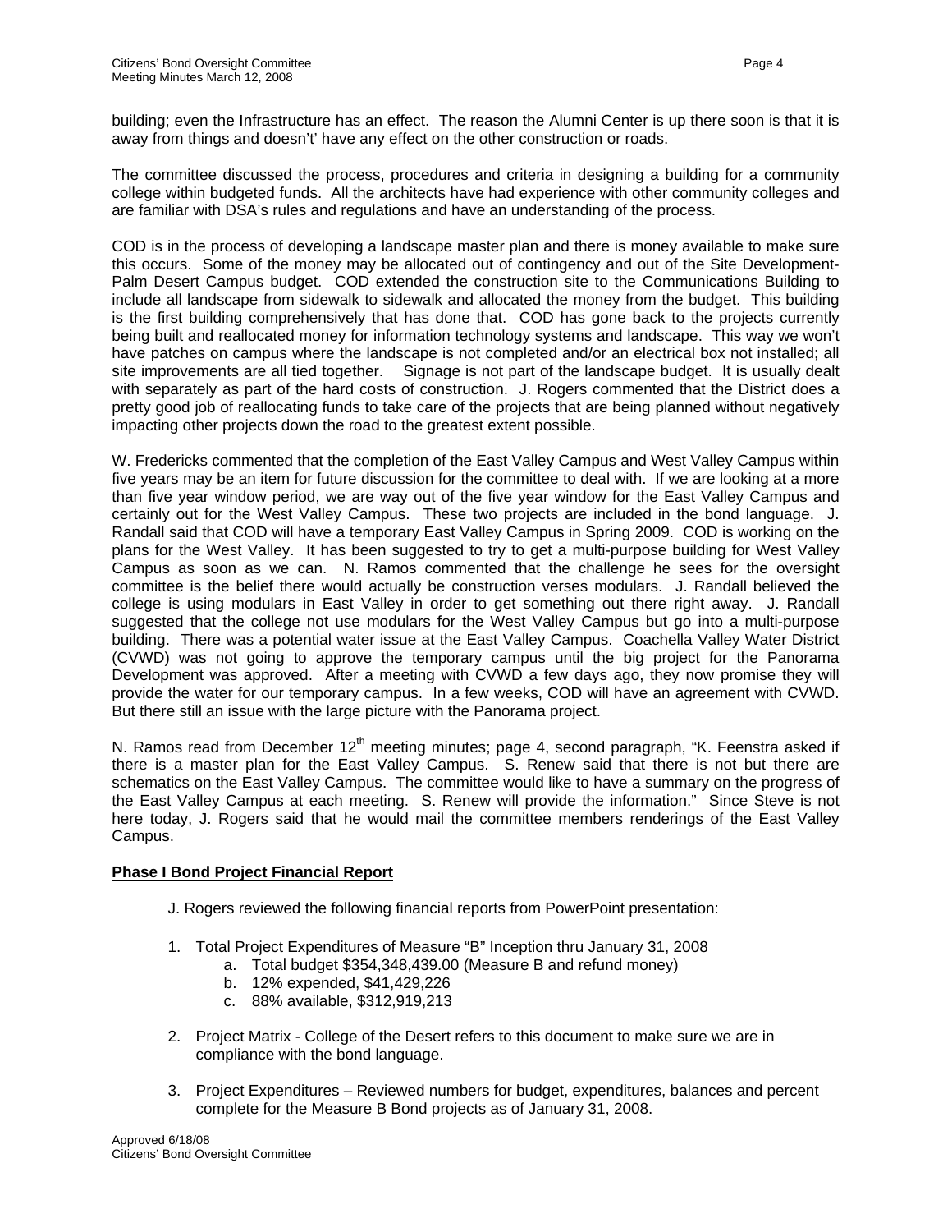building; even the Infrastructure has an effect. The reason the Alumni Center is up there soon is that it is away from things and doesn't't' have any effect on the other construction or roads.

The committee discussed the process, procedures and criteria in designing a building for a community college within budgeted funds. All the architects have had experience with other community colleges and are familiar with DSA's rules and regulations and have an understanding of the process.

COD is in the process of developing a landscape master plan and there is money available to make sure this occurs. Some of the money may be allocated out of contingency and out of the Site Development-Palm Desert Campus budget. COD extended the construction site to the Communications Building to include all landscape from sidewalk to sidewalk and allocated the money from the budget. This building is the first building comprehensively that has done that. COD has gone back to the projects currently being built and reallocated money for information technology systems and landscape. This way we won't have patches on campus where the landscape is not completed and/or an electrical box not installed; all site improvements are all tied together. Signage is not part of the landscape budget. It is usually dealt with separately as part of the hard costs of construction. J. Rogers commented that the District does a pretty good job of reallocating funds to take care of the projects that are being planned without negatively impacting other projects down the road to the greatest extent possible.

W. Fredericks commented that the completion of the East Valley Campus and West Valley Campus within five years may be an item for future discussion for the committee to deal with. If we are looking at a more than five year window period, we are way out of the five year window for the East Valley Campus and certainly out for the West Valley Campus. These two projects are included in the bond language. J. Randall said that COD will have a temporary East Valley Campus in Spring 2009. COD is working on the plans for the West Valley. It has been suggested to try to get a multi-purpose building for West Valley Campus as soon as we can. N. Ramos commented that the challenge he sees for the oversight committee is the belief there would actually be construction verses modulars. J. Randall believed the college is using modulars in East Valley in order to get something out there right away. J. Randall suggested that the college not use modulars for the West Valley Campus but go into a multi-purpose building. There was a potential water issue at the East Valley Campus. Coachella Valley Water District (CVWD) was not going to approve the temporary campus until the big project for the Panorama Development was approved. After a meeting with CVWD a few days ago, they now promise they will provide the water for our temporary campus. In a few weeks, COD will have an agreement with CVWD. But there still an issue with the large picture with the Panorama project.

N. Ramos read from December 12th meeting minutes; page 4, second paragraph, "K. Feenstra asked if there is a master plan for the East Valley Campus. S. Renew said that there is not but there are schematics on the East Valley Campus. The committee would like to have a summary on the progress of the East Valley Campus at each meeting. S. Renew will provide the information." Since Steve is not here today, J. Rogers said that he would mail the committee members renderings of the East Valley Campus.

**Phase I Bond Project Financial Report**

J. Rogers reviewed the following financial reports from PowerPoint presentation:

1. Total Project Expenditures of Measure "B" Inception thru January 31, 2008
   a. Total budget $354,348,439.00 (Measure B and refund money)
   b. 12% expended, $41,429,226
   c. 88% available, $312,919,213

2. Project Matrix - College of the Desert refers to this document to make sure we are in compliance with the bond language.

3. Project Expenditures – Reviewed numbers for budget, expenditures, balances and percent complete for the Measure B Bond projects as of January 31, 2008.

Approved 6/18/08
Citizens' Bond Oversight Committee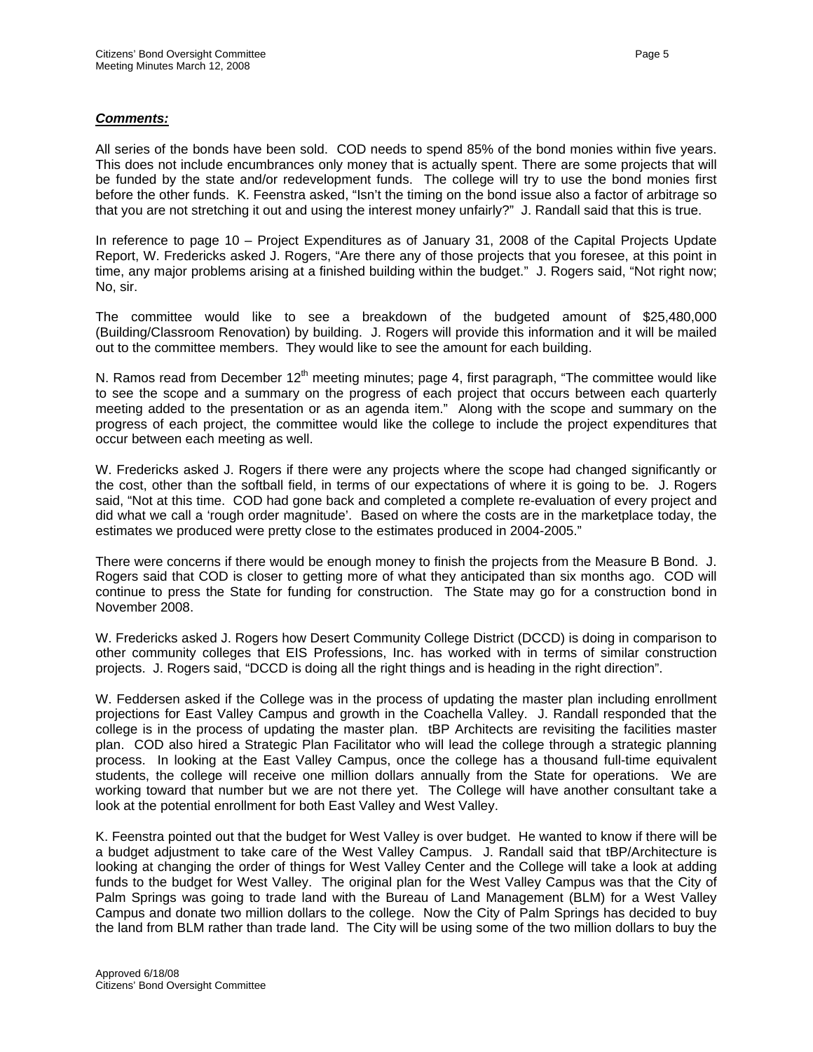***Comments:***

All series of the bonds have been sold. COD needs to spend 85% of the bond monies within five years. This does not include encumbrances only money that is actually spent. There are some projects that will be funded by the state and/or redevelopment funds. The college will try to use the bond monies first before the other funds. K. Feenstra asked, "Isn't the timing on the bond issue also a factor of arbitrage so that you are not stretching it out and using the interest money unfairly?" J. Randall said that this is true.

In reference to page 10 – Project Expenditures as of January 31, 2008 of the Capital Projects Update Report, W. Fredericks asked J. Rogers, "Are there any of those projects that you foresee, at this point in time, any major problems arising at a finished building within the budget." J. Rogers said, "Not right now; No, sir.

The committee would like to see a breakdown of the budgeted amount of $25,480,000 (Building/Classroom Renovation) by building. J. Rogers will provide this information and it will be mailed out to the committee members. They would like to see the amount for each building.

N. Ramos read from December 12th meeting minutes; page 4, first paragraph, "The committee would like to see the scope and a summary on the progress of each project that occurs between each quarterly meeting added to the presentation or as an agenda item." Along with the scope and summary on the progress of each project, the committee would like the college to include the project expenditures that occur between each meeting as well.

W. Fredericks asked J. Rogers if there were any projects where the scope had changed significantly or the cost, other than the softball field, in terms of our expectations of where it is going to be. J. Rogers said, "Not at this time. COD had gone back and completed a complete re-evaluation of every project and did what we call a 'rough order magnitude'. Based on where the costs are in the marketplace today, the estimates we produced were pretty close to the estimates produced in 2004-2005."

There were concerns if there would be enough money to finish the projects from the Measure B Bond. J. Rogers said that COD is closer to getting more of what they anticipated than six months ago. COD will continue to press the State for funding for construction. The State may go for a construction bond in November 2008.

W. Fredericks asked J. Rogers how Desert Community College District (DCCD) is doing in comparison to other community colleges that EIS Professions, Inc. has worked with in terms of similar construction projects. J. Rogers said, "DCCD is doing all the right things and is heading in the right direction".

W. Feddersen asked if the College was in the process of updating the master plan including enrollment projections for East Valley Campus and growth in the Coachella Valley. J. Randall responded that the college is in the process of updating the master plan. tBP Architects are revisiting the facilities master plan. COD also hired a Strategic Plan Facilitator who will lead the college through a strategic planning process. In looking at the East Valley Campus, once the college has a thousand full-time equivalent students, the college will receive one million dollars annually from the State for operations. We are working toward that number but we are not there yet. The College will have another consultant take a look at the potential enrollment for both East Valley and West Valley.

K. Feenstra pointed out that the budget for West Valley is over budget. He wanted to know if there will be a budget adjustment to take care of the West Valley Campus. J. Randall said that tBP/Architecture is looking at changing the order of things for West Valley Center and the College will take a look at adding funds to the budget for West Valley. The original plan for the West Valley Campus was that the City of Palm Springs was going to trade land with the Bureau of Land Management (BLM) for a West Valley Campus and donate two million dollars to the college. Now the City of Palm Springs has decided to buy the land from BLM rather than trade land. The City will be using some of the two million dollars to buy the

Approved 6/18/08
Citizens' Bond Oversight Committee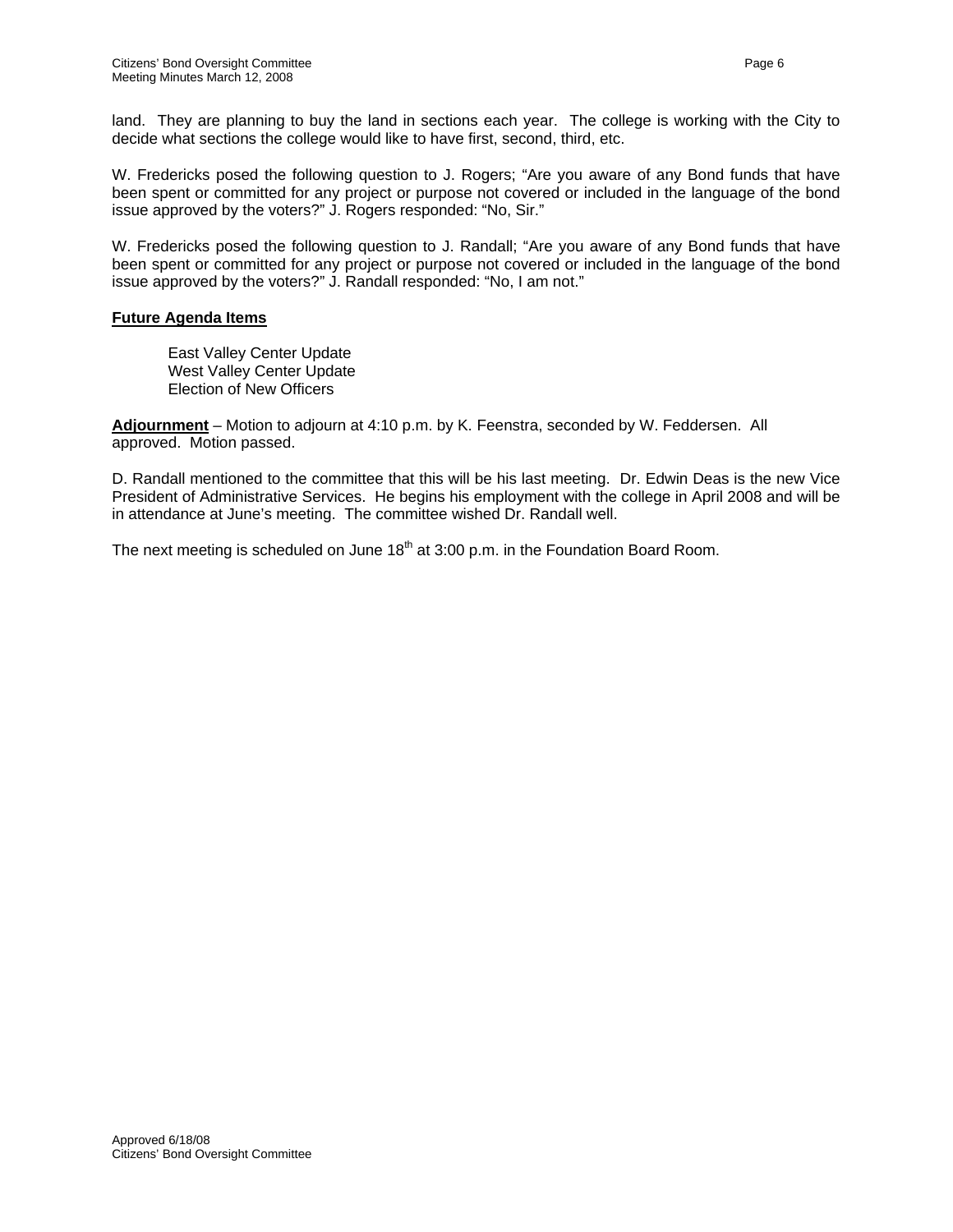land. They are planning to buy the land in sections each year. The college is working with the City to decide what sections the college would like to have first, second, third, etc.

W. Fredericks posed the following question to J. Rogers; “Are you aware of any Bond funds that have been spent or committed for any project or purpose not covered or included in the language of the bond issue approved by the voters?” J. Rogers responded: “No, Sir.”

W. Fredericks posed the following question to J. Randall; “Are you aware of any Bond funds that have been spent or committed for any project or purpose not covered or included in the language of the bond issue approved by the voters?” J. Randall responded: “No, I am not.”

**Future Agenda Items**

East Valley Center Update
West Valley Center Update
Election of New Officers

**Adjournment** – Motion to adjourn at 4:10 p.m. by K. Feenstra, seconded by W. Feddersen. All approved. Motion passed.

D. Randall mentioned to the committee that this will be his last meeting. Dr. Edwin Deas is the new Vice President of Administrative Services. He begins his employment with the college in April 2008 and will be in attendance at June’s meeting. The committee wished Dr. Randall well.

The next meeting is scheduled on June 18th at 3:00 p.m. in the Foundation Board Room.

Approved 6/18/08
Citizens’ Bond Oversight Committee